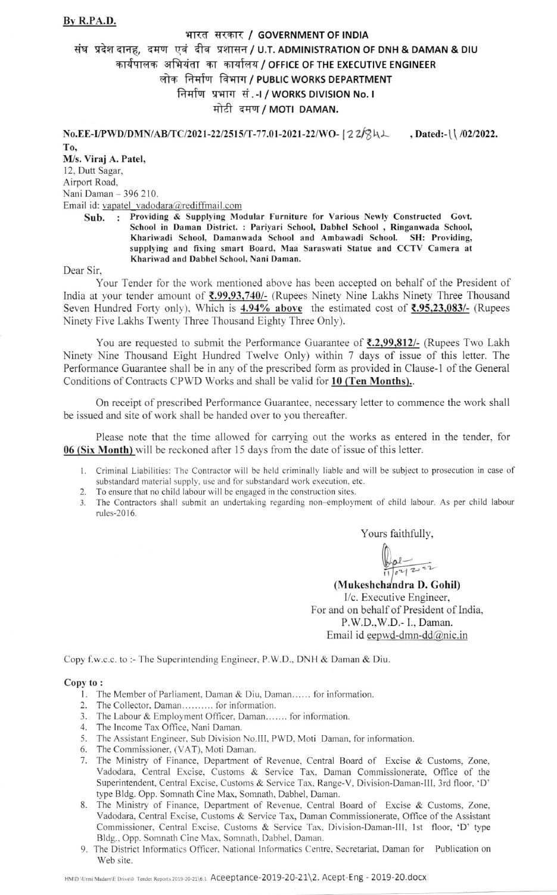**By R.PA.D.**

**भारत सरकार / GOVERNMENT OF INDIA**
**संघ प्रदेश दानह, दमण एवं दीव प्रशासन / U.T. ADMINISTRATION OF DNH & DAMAN & DIU**
**कार्यपालक अभियंता का कार्यालय / OFFICE OF THE EXECUTIVE ENGINEER**
**लोक निर्माण विभाग / PUBLIC WORKS DEPARTMENT**
**निर्माण प्रभाग सं.-I / WORKS DIVISION No. I**
**मोटी दमण / MOTI DAMAN.**

**No.EE-I/PWD/DMN/AB/TC/2021-22/2515/T-77.01-2021-22/WO- 122842 , Dated:-11/02/2022.**

**To,**
**M/s. Viraj A. Patel,**
12, Dutt Sagar,
Airport Road,
Nani Daman – 396 210.
Email id: vapatel_vadodara@rediffmail.com

**Sub. : Providing & Supplying Modular Furniture for Various Newly Constructed Govt. School in Daman District. : Pariyari School, Dabhel School , Ringanwada School, Khariwadi School, Damanwada School and Ambawadi School. SH: Providing, supplying and fixing smart Board, Maa Saraswati Statue and CCTV Camera at Khariwad and Dabhel School, Nani Daman.**

Dear Sir,

Your Tender for the work mentioned above has been accepted on behalf of the President of India at your tender amount of **₹.99,93,740/-** (Rupees Ninety Nine Lakhs Ninety Three Thousand Seven Hundred Forty only), Which is **4.94% above** the estimated cost of **₹.95,23,083/-** (Rupees Ninety Five Lakhs Twenty Three Thousand Eighty Three Only).

You are requested to submit the Performance Guarantee of **₹.2,99,812/-** (Rupees Two Lakh Ninety Nine Thousand Eight Hundred Twelve Only) within 7 days of issue of this letter. The Performance Guarantee shall be in any of the prescribed form as provided in Clause-1 of the General Conditions of Contracts CPWD Works and shall be valid for **10 (Ten Months).**.

On receipt of prescribed Performance Guarantee, necessary letter to commence the work shall be issued and site of work shall be handed over to you thereafter.

Please note that the time allowed for carrying out the works as entered in the tender, for **06 (Six Month)** will be reckoned after 15 days from the date of issue of this letter.

1. Criminal Liabilities: The Contractor will be held criminally liable and will be subject to prosecution in case of substandard material supply, use and for substandard work execution, etc.
2. To ensure that no child labour will be engaged in the construction sites.
3. The Contractors shall submit an undertaking regarding non–employment of child labour. As per child labour rules-2016.

Yours faithfully,

11/02/2022

**(Mukeshchandra D. Gohil)**
I/c. Executive Engineer,
For and on behalf of President of India,
P.W.D.,W.D.- I., Daman.
Email id eepwd-dmn-dd@nic.in

Copy f.w.c.c. to :- The Superintending Engineer, P.W.D., DNH & Daman & Diu.

**Copy to :**

1. The Member of Parliament, Daman & Diu, Daman...... for information.
2. The Collector, Daman.......... for information.
3. The Labour & Employment Officer, Daman....... for information.
4. The Income Tax Office, Nani Daman.
5. The Assistant Engineer, Sub Division No.III, PWD, Moti Daman, for information.
6. The Commissioner, (VAT), Moti Daman.
7. The Ministry of Finance, Department of Revenue, Central Board of Excise & Customs, Zone, Vadodara, Central Excise, Customs & Service Tax, Daman Commissionerate, Office of the Superintendent, Central Excise, Customs & Service Tax, Range-V, Division-Daman-III, 3rd floor, 'D' type Bldg. Opp. Somnath Cine Max, Somnath, Dabhel, Daman.
8. The Ministry of Finance, Department of Revenue, Central Board of Excise & Customs, Zone, Vadodara, Central Excise, Customs & Service Tax, Daman Commissionerate, Office of the Assistant Commissioner, Central Excise, Customs & Service Tax, Division-Daman-III, 1st floor, 'D' type Bldg., Opp. Somnath Cine Max, Somnath, Dabhel, Daman.
9. The District Informatics Officer, National Informatics Centre, Secretariat, Daman for Publication on Web site.

HM\D:\Urmi Madam\E Drive\0. Tender Reports 2019-20-21\6.1. Aceeptance-2019-20-21\2. Acept-Eng - 2019-20.docx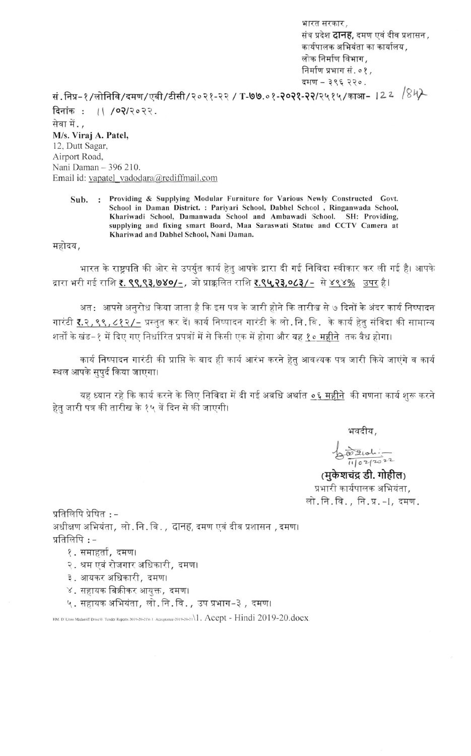भारत सरकार,
संघ प्रदेश **दानह,** दमण एवं दीव प्रशासन,
कार्यपालक अभियंता का कार्यालय,
लोक निर्माण विभाग,
निर्माण प्रभाग सं. ०१,
दमण – ३९६ २२०.

**सं. निप्र-१/लोनिवि/दमण/एबी/टीसी/२०२१-२२ / T-७७.०१-२०२१-२२/२५१५/काआ-** 122 /842

**दिनांक :** 11 /०२/२०२२.

सेवा में.,
**M/s. Viraj A. Patel,**
12, Dutt Sagar,
Airport Road,
Nani Daman – 396 210.
Email id: vapatel_vadodara@rediffmail.com

**Sub. : Providing & Supplying Modular Furniture for Various Newly Constructed Govt. School in Daman District. : Pariyari School, Dabhel School , Ringanwada School, Khariwadi School, Damanwada School and Ambawadi School. SH: Providing, supplying and fixing smart Board, Maa Saraswati Statue and CCTV Camera at Khariwad and Dabhel School, Nani Daman.**

महोदय,

भारत के राष्ट्रपति की ओर से उपर्युत कार्य हेतु आपके द्वारा दी गई निविदा स्वीकार कर ली गई है। आपके द्वारा भरी गई राशि **<u>रु. ९९,९३,७४०/-</u>**, जो प्राक्कलित राशि **<u>रु.९५,२३,०८३/-</u>** से <u>४९४%</u> <u>उपर</u> है।

अत: आपसे अनुरोध किया जाता है कि इस पत्र के जारी होने कि तारीख से ७ दिनों के अंदर कार्य निष्पादन गारंटी **<u>रु.२,९९,८१२/-</u>** प्रस्तुत कर दें। कार्य निष्पादन गारंटी के लो. नि. वि. के कार्य हेतु संविदा की सामान्य शर्तो के खंड-१ में दिए गए निर्धारित प्रपत्रों में से किसी एक में होगा और यह <u>१० महीने</u> तक वैध होगा।

कार्य निष्पादन गारंटी की प्राप्ति के बाद ही कार्य आरंभ करने हेतु आवश्यक पत्र जारी किये जाएंगे व कार्य स्थल आपके सुपुर्द किया जाएगा।

यह ध्यान रहे कि कार्य करने के लिए निविदा में दी गई अवधि अर्थात <u>०६ महीने</u> की गणना कार्य शुरू करने हेतु जारी पत्र की तारीख के १५ वें दिन से की जाएगी।

भवदीय,

11/02/2022

**(मुकेशचंद्र डी. गोहील)**
प्रभारी कार्यपालक अभियंता,
लो. नि. वि., नि. प्र.-I, दमण.

प्रतिलिपि प्रेषित :-
अधीक्षण अभियंता, लो. नि. वि., दानह, दमण एवं दीव प्रशासन, दमण।
प्रतिलिपि :-

१. समाहर्ता, दमण।
२. श्रम एवं रोजगार अधिकारी, दमण।
३. आयकर अधिकारी, दमण।
४. सहायक बिक्रीकर आयुक्त, दमण।
५. सहायक अभियंता, लो. नि. वि., उप प्रभाग-३, दमण।

HM: D:\Urmi Madam\E Drive\0. Tender Reports 2019-20-21\6.1 Acceptance-2019-20-21\1. Acept - Hindi 2019-20.docx